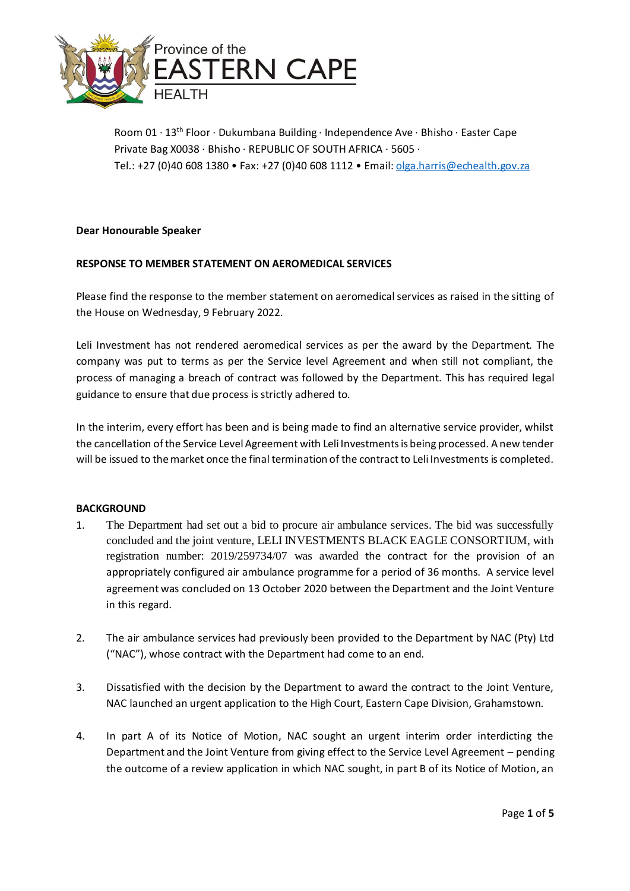Province of the
EASTERN CAPE
HEALTH

Room 01 · 13th Floor · Dukumbana Building · Independence Ave · Bhisho · Easter Cape
Private Bag X0038 · Bhisho · REPUBLIC OF SOUTH AFRICA · 5605 ·
Tel.: +27 (0)40 608 1380 • Fax: +27 (0)40 608 1112 • Email: olga.harris@echealth.gov.za

**Dear Honourable Speaker**

**RESPONSE TO MEMBER STATEMENT ON AEROMEDICAL SERVICES**

Please find the response to the member statement on aeromedical services as raised in the sitting of the House on Wednesday, 9 February 2022.

Leli Investment has not rendered aeromedical services as per the award by the Department. The company was put to terms as per the Service level Agreement and when still not compliant, the process of managing a breach of contract was followed by the Department. This has required legal guidance to ensure that due process is strictly adhered to.

In the interim, every effort has been and is being made to find an alternative service provider, whilst the cancellation of the Service Level Agreement with Leli Investments is being processed. A new tender will be issued to the market once the final termination of the contract to Leli Investments is completed.

**BACKGROUND**

1. The Department had set out a bid to procure air ambulance services. The bid was successfully concluded and the joint venture, LELI INVESTMENTS BLACK EAGLE CONSORTIUM, with registration number: 2019/259734/07 was awarded the contract for the provision of an appropriately configured air ambulance programme for a period of 36 months. A service level agreement was concluded on 13 October 2020 between the Department and the Joint Venture in this regard.

2. The air ambulance services had previously been provided to the Department by NAC (Pty) Ltd ("NAC"), whose contract with the Department had come to an end.

3. Dissatisfied with the decision by the Department to award the contract to the Joint Venture, NAC launched an urgent application to the High Court, Eastern Cape Division, Grahamstown.

4. In part A of its Notice of Motion, NAC sought an urgent interim order interdicting the Department and the Joint Venture from giving effect to the Service Level Agreement – pending the outcome of a review application in which NAC sought, in part B of its Notice of Motion, an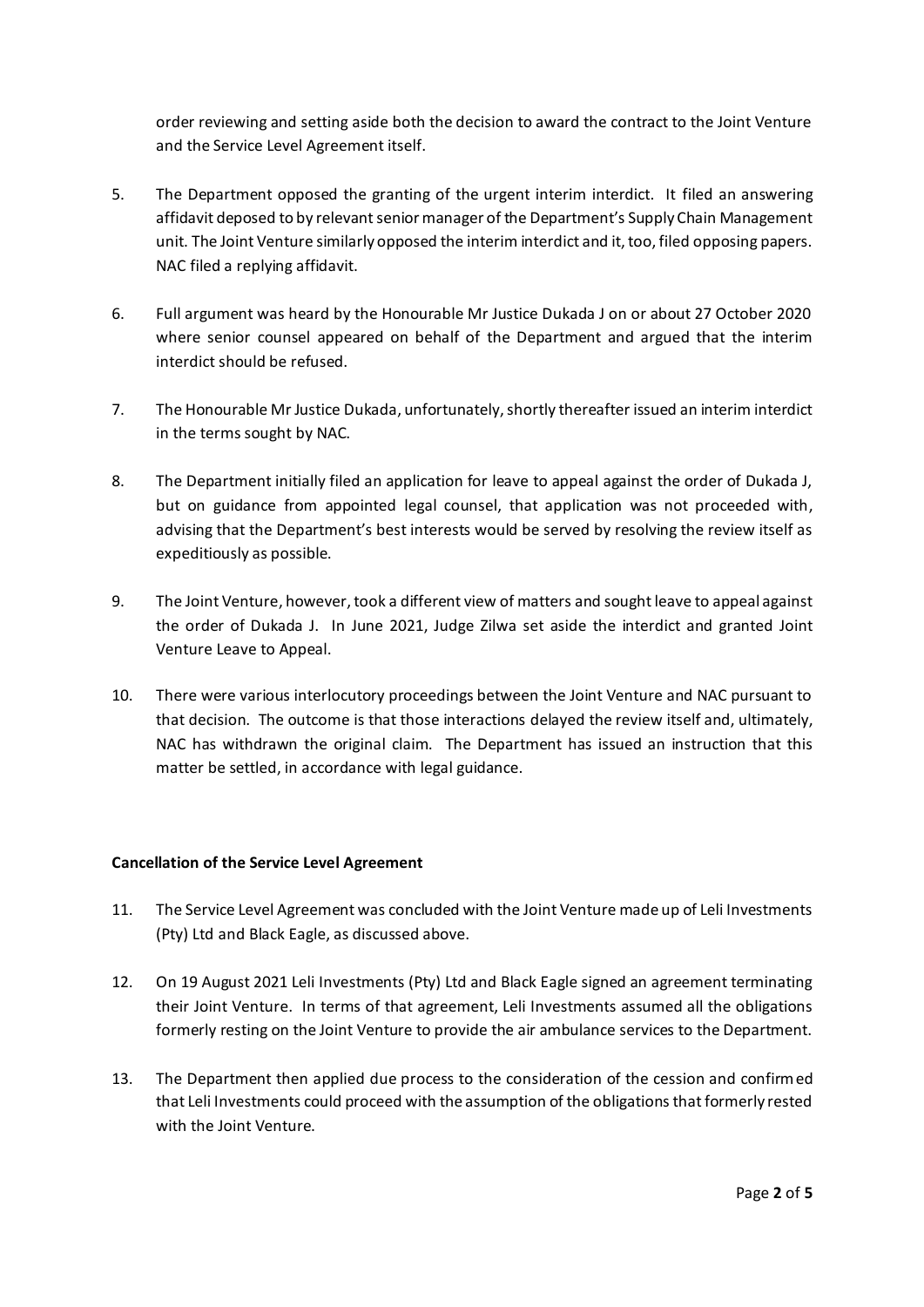order reviewing and setting aside both the decision to award the contract to the Joint Venture and the Service Level Agreement itself.

5. The Department opposed the granting of the urgent interim interdict. It filed an answering affidavit deposed to by relevant senior manager of the Department's Supply Chain Management unit. The Joint Venture similarly opposed the interim interdict and it, too, filed opposing papers. NAC filed a replying affidavit.

6. Full argument was heard by the Honourable Mr Justice Dukada J on or about 27 October 2020 where senior counsel appeared on behalf of the Department and argued that the interim interdict should be refused.

7. The Honourable Mr Justice Dukada, unfortunately, shortly thereafter issued an interim interdict in the terms sought by NAC.

8. The Department initially filed an application for leave to appeal against the order of Dukada J, but on guidance from appointed legal counsel, that application was not proceeded with, advising that the Department's best interests would be served by resolving the review itself as expeditiously as possible.

9. The Joint Venture, however, took a different view of matters and sought leave to appeal against the order of Dukada J. In June 2021, Judge Zilwa set aside the interdict and granted Joint Venture Leave to Appeal.

10. There were various interlocutory proceedings between the Joint Venture and NAC pursuant to that decision. The outcome is that those interactions delayed the review itself and, ultimately, NAC has withdrawn the original claim. The Department has issued an instruction that this matter be settled, in accordance with legal guidance.

**Cancellation of the Service Level Agreement**

11. The Service Level Agreement was concluded with the Joint Venture made up of Leli Investments (Pty) Ltd and Black Eagle, as discussed above.

12. On 19 August 2021 Leli Investments (Pty) Ltd and Black Eagle signed an agreement terminating their Joint Venture. In terms of that agreement, Leli Investments assumed all the obligations formerly resting on the Joint Venture to provide the air ambulance services to the Department.

13. The Department then applied due process to the consideration of the cession and confirmed that Leli Investments could proceed with the assumption of the obligations that formerly rested with the Joint Venture.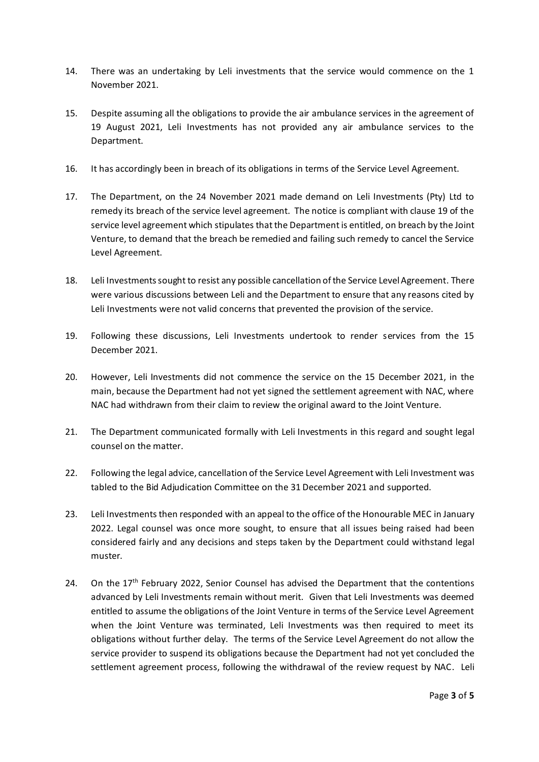14. There was an undertaking by Leli investments that the service would commence on the 1 November 2021.

15. Despite assuming all the obligations to provide the air ambulance services in the agreement of 19 August 2021, Leli Investments has not provided any air ambulance services to the Department.

16. It has accordingly been in breach of its obligations in terms of the Service Level Agreement.

17. The Department, on the 24 November 2021 made demand on Leli Investments (Pty) Ltd to remedy its breach of the service level agreement. The notice is compliant with clause 19 of the service level agreement which stipulates that the Department is entitled, on breach by the Joint Venture, to demand that the breach be remedied and failing such remedy to cancel the Service Level Agreement.

18. Leli Investments sought to resist any possible cancellation of the Service Level Agreement. There were various discussions between Leli and the Department to ensure that any reasons cited by Leli Investments were not valid concerns that prevented the provision of the service.

19. Following these discussions, Leli Investments undertook to render services from the 15 December 2021.

20. However, Leli Investments did not commence the service on the 15 December 2021, in the main, because the Department had not yet signed the settlement agreement with NAC, where NAC had withdrawn from their claim to review the original award to the Joint Venture.

21. The Department communicated formally with Leli Investments in this regard and sought legal counsel on the matter.

22. Following the legal advice, cancellation of the Service Level Agreement with Leli Investment was tabled to the Bid Adjudication Committee on the 31 December 2021 and supported.

23. Leli Investments then responded with an appeal to the office of the Honourable MEC in January 2022. Legal counsel was once more sought, to ensure that all issues being raised had been considered fairly and any decisions and steps taken by the Department could withstand legal muster.

24. On the 17th February 2022, Senior Counsel has advised the Department that the contentions advanced by Leli Investments remain without merit. Given that Leli Investments was deemed entitled to assume the obligations of the Joint Venture in terms of the Service Level Agreement when the Joint Venture was terminated, Leli Investments was then required to meet its obligations without further delay. The terms of the Service Level Agreement do not allow the service provider to suspend its obligations because the Department had not yet concluded the settlement agreement process, following the withdrawal of the review request by NAC. Leli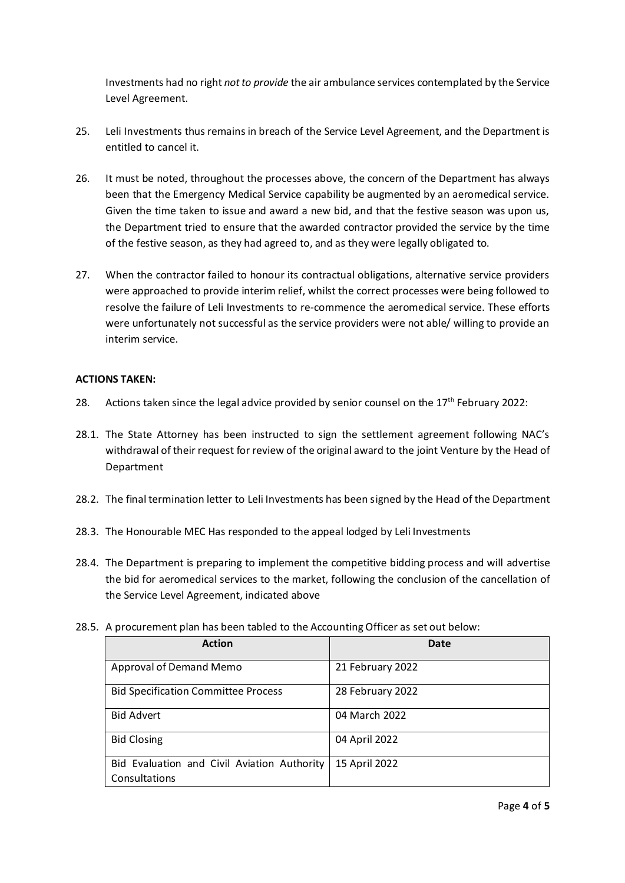Investments had no right *not to provide* the air ambulance services contemplated by the Service Level Agreement.

25. Leli Investments thus remains in breach of the Service Level Agreement, and the Department is entitled to cancel it.

26. It must be noted, throughout the processes above, the concern of the Department has always been that the Emergency Medical Service capability be augmented by an aeromedical service. Given the time taken to issue and award a new bid, and that the festive season was upon us, the Department tried to ensure that the awarded contractor provided the service by the time of the festive season, as they had agreed to, and as they were legally obligated to.

27. When the contractor failed to honour its contractual obligations, alternative service providers were approached to provide interim relief, whilst the correct processes were being followed to resolve the failure of Leli Investments to re-commence the aeromedical service. These efforts were unfortunately not successful as the service providers were not able/ willing to provide an interim service.

**ACTIONS TAKEN:**

28. Actions taken since the legal advice provided by senior counsel on the 17th February 2022:

28.1. The State Attorney has been instructed to sign the settlement agreement following NAC's withdrawal of their request for review of the original award to the joint Venture by the Head of Department

28.2. The final termination letter to Leli Investments has been signed by the Head of the Department

28.3. The Honourable MEC Has responded to the appeal lodged by Leli Investments

28.4. The Department is preparing to implement the competitive bidding process and will advertise the bid for aeromedical services to the market, following the conclusion of the cancellation of the Service Level Agreement, indicated above

28.5. A procurement plan has been tabled to the Accounting Officer as set out below:

| Action | Date |
|---|---|
| Approval of Demand Memo | 21 February 2022 |
| Bid Specification Committee Process | 28 February 2022 |
| Bid Advert | 04 March 2022 |
| Bid Closing | 04 April 2022 |
| Bid Evaluation and Civil Aviation Authority Consultations | 15 April 2022 |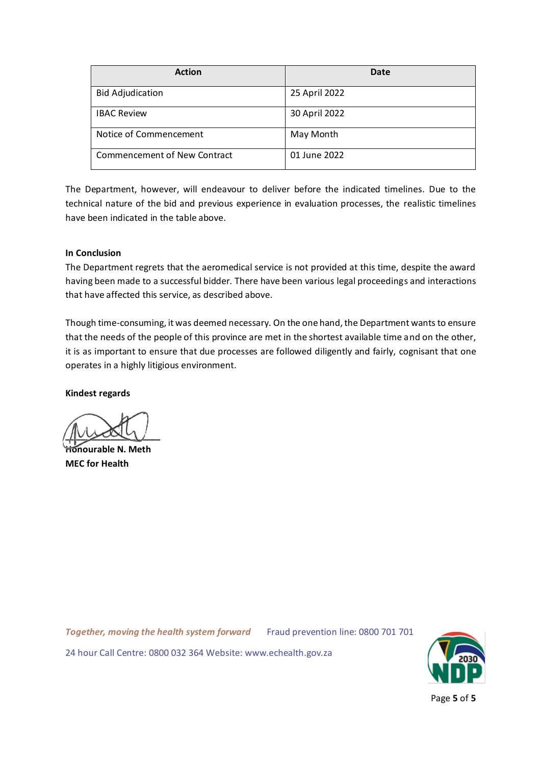| Action | Date |
|---|---|
| Bid Adjudication | 25 April 2022 |
| IBAC Review | 30 April 2022 |
| Notice of Commencement | May Month |
| Commencement of New Contract | 01 June 2022 |

The Department, however, will endeavour to deliver before the indicated timelines. Due to the technical nature of the bid and previous experience in evaluation processes, the realistic timelines have been indicated in the table above.

**In Conclusion**

The Department regrets that the aeromedical service is not provided at this time, despite the award having been made to a successful bidder. There have been various legal proceedings and interactions that have affected this service, as described above.

Though time-consuming, it was deemed necessary. On the one hand, the Department wants to ensure that the needs of the people of this province are met in the shortest available time and on the other, it is as important to ensure that due processes are followed diligently and fairly, cognisant that one operates in a highly litigious environment.

**Kindest regards**

**Honourable N. Meth**
**MEC for Health**

*Together, moving the health system forward* Fraud prevention line: 0800 701 701

24 hour Call Centre: 0800 032 364 Website: www.echealth.gov.za